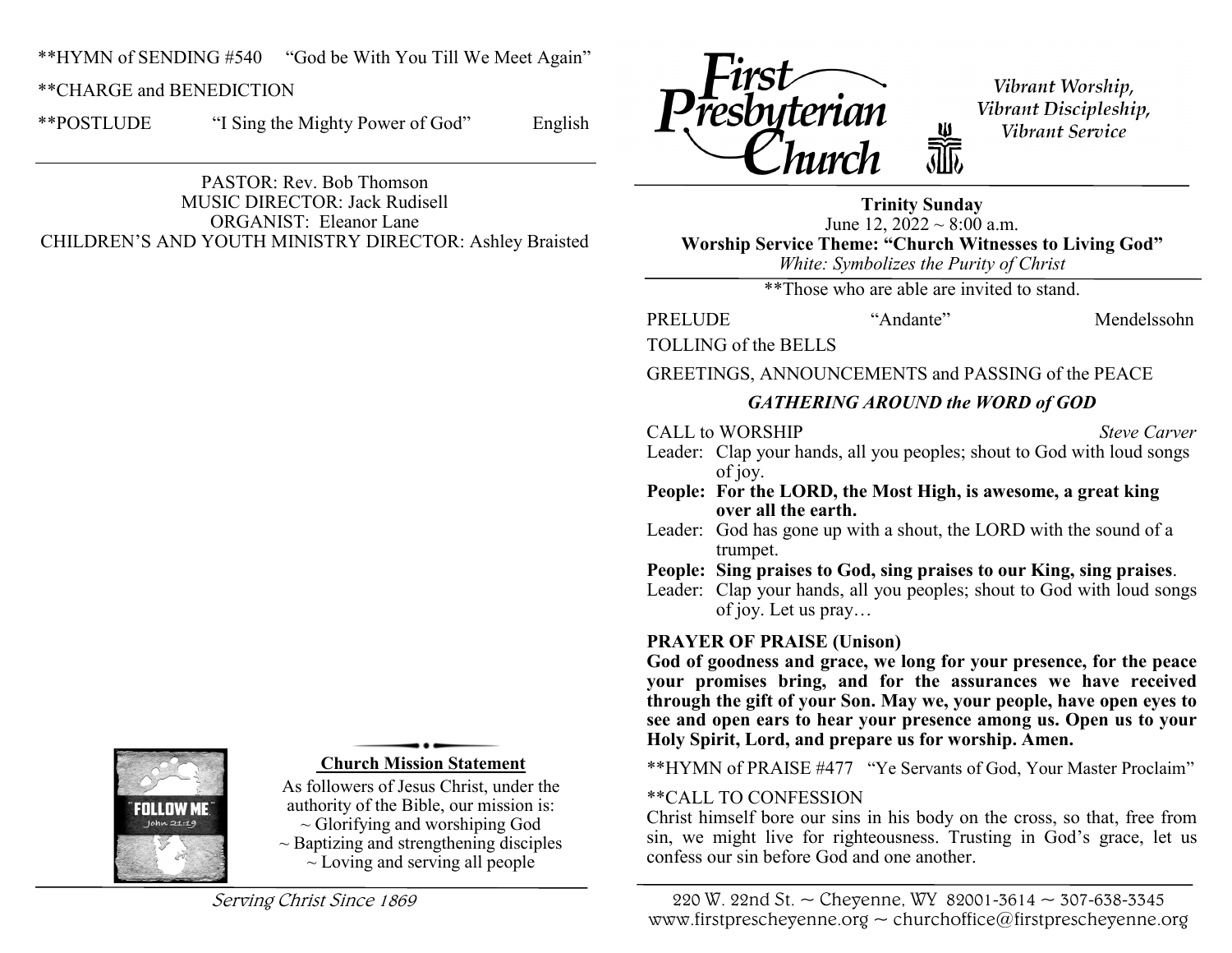**HYMN of SENDING #540 "God be With You Till We Meet Again"

**CHARGE and BENEDICTION

**POSTLUDE "I Sing the Mighty Power of God" English

---

PASTOR: Rev. Bob Thomson
MUSIC DIRECTOR: Jack Rudisell
ORGANIST: Eleanor Lane
CHILDREN'S AND YOUTH MINISTRY DIRECTOR: Ashley Braisted

**Church Mission Statement**

As followers of Jesus Christ, under the authority of the Bible, our mission is:
~ Glorifying and worshiping God
~ Baptizing and strengthening disciples
~ Loving and serving all people

*Serving Christ Since 1869*

# First Presbyterian Church

*Vibrant Worship, Vibrant Discipleship, Vibrant Service*

---

**Trinity Sunday**
June 12, 2022 ~ 8:00 a.m.
**Worship Service Theme: "Church Witnesses to Living God"**
*White: Symbolizes the Purity of Christ*

**Those who are able are invited to stand.

PRELUDE "Andante" Mendelssohn

TOLLING of the BELLS

GREETINGS, ANNOUNCEMENTS and PASSING of the PEACE

## *GATHERING AROUND the WORD of GOD*

CALL to WORSHIP *Steve Carver*

Leader: Clap your hands, all you peoples; shout to God with loud songs of joy.
**People: For the LORD, the Most High, is awesome, a great king over all the earth.**
Leader: God has gone up with a shout, the LORD with the sound of a trumpet.
**People: Sing praises to God, sing praises to our King, sing praises**.
Leader: Clap your hands, all you peoples; shout to God with loud songs of joy. Let us pray…

**PRAYER OF PRAISE (Unison)**
**God of goodness and grace, we long for your presence, for the peace your promises bring, and for the assurances we have received through the gift of your Son. May we, your people, have open eyes to see and open ears to hear your presence among us. Open us to your Holy Spirit, Lord, and prepare us for worship. Amen.**

**HYMN of PRAISE #477 "Ye Servants of God, Your Master Proclaim"

**CALL TO CONFESSION
Christ himself bore our sins in his body on the cross, so that, free from sin, we might live for righteousness. Trusting in God's grace, let us confess our sin before God and one another.

220 W. 22nd St. ~ Cheyenne, WY 82001-3614 ~ 307-638-3345
www.firstprescheyenne.org ~ churchoffice@firstprescheyenne.org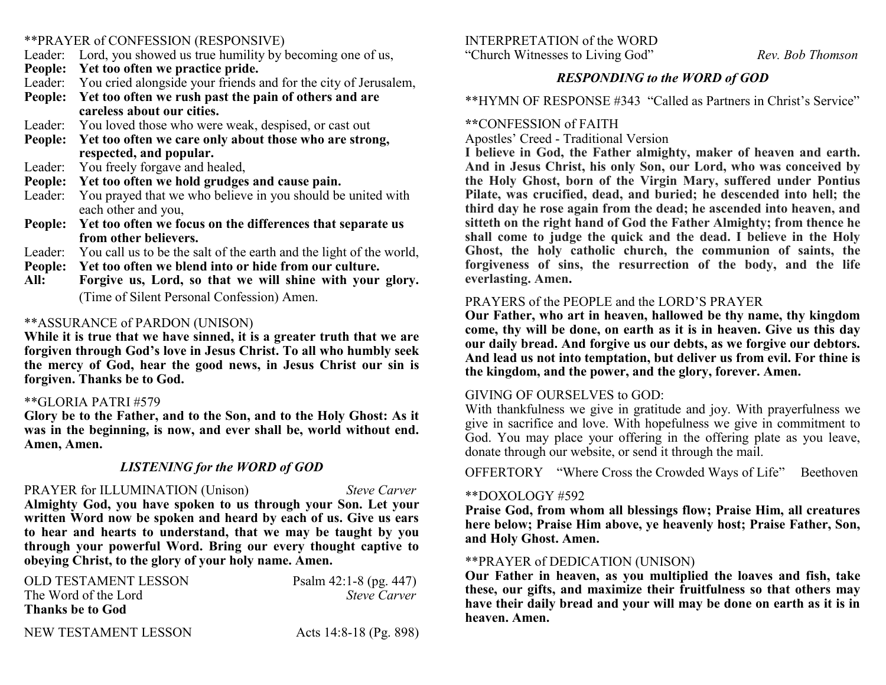**PRAYER of CONFESSION (RESPONSIVE)

Leader: Lord, you showed us true humility by becoming one of us,

**People: Yet too often we practice pride.**

Leader: You cried alongside your friends and for the city of Jerusalem,

**People: Yet too often we rush past the pain of others and are careless about our cities.**

Leader: You loved those who were weak, despised, or cast out

**People: Yet too often we care only about those who are strong, respected, and popular.**

Leader: You freely forgave and healed,

**People: Yet too often we hold grudges and cause pain.**

Leader: You prayed that we who believe in you should be united with each other and you,

**People: Yet too often we focus on the differences that separate us from other believers.**

Leader: You call us to be the salt of the earth and the light of the world,

**People: Yet too often we blend into or hide from our culture.**

**All: Forgive us, Lord, so that we will shine with your glory.** (Time of Silent Personal Confession) Amen.

**ASSURANCE of PARDON (UNISON)

**While it is true that we have sinned, it is a greater truth that we are forgiven through God's love in Jesus Christ. To all who humbly seek the mercy of God, hear the good news, in Jesus Christ our sin is forgiven. Thanks be to God.**

**GLORIA PATRI #579

**Glory be to the Father, and to the Son, and to the Holy Ghost: As it was in the beginning, is now, and ever shall be, world without end. Amen, Amen.**

## *LISTENING for the WORD of GOD*

PRAYER for ILLUMINATION (Unison) *Steve Carver*

**Almighty God, you have spoken to us through your Son. Let your written Word now be spoken and heard by each of us. Give us ears to hear and hearts to understand, that we may be taught by you through your powerful Word. Bring our every thought captive to obeying Christ, to the glory of your holy name. Amen.**

OLD TESTAMENT LESSON Psalm 42:1-8 (pg. 447)

The Word of the Lord *Steve Carver*

**Thanks be to God**

NEW TESTAMENT LESSON Acts 14:8-18 (Pg. 898)

INTERPRETATION of the WORD

"Church Witnesses to Living God" *Rev. Bob Thomson*

## *RESPONDING to the WORD of GOD*

**HYMN OF RESPONSE #343 "Called as Partners in Christ's Service"

**CONFESSION of FAITH

Apostles' Creed - Traditional Version

**I believe in God, the Father almighty, maker of heaven and earth. And in Jesus Christ, his only Son, our Lord, who was conceived by the Holy Ghost, born of the Virgin Mary, suffered under Pontius Pilate, was crucified, dead, and buried; he descended into hell; the third day he rose again from the dead; he ascended into heaven, and sitteth on the right hand of God the Father Almighty; from thence he shall come to judge the quick and the dead. I believe in the Holy Ghost, the holy catholic church, the communion of saints, the forgiveness of sins, the resurrection of the body, and the life everlasting. Amen.**

PRAYERS of the PEOPLE and the LORD'S PRAYER

**Our Father, who art in heaven, hallowed be thy name, thy kingdom come, thy will be done, on earth as it is in heaven. Give us this day our daily bread. And forgive us our debts, as we forgive our debtors. And lead us not into temptation, but deliver us from evil. For thine is the kingdom, and the power, and the glory, forever. Amen.**

GIVING OF OURSELVES to GOD:

With thankfulness we give in gratitude and joy. With prayerfulness we give in sacrifice and love. With hopefulness we give in commitment to God. You may place your offering in the offering plate as you leave, donate through our website, or send it through the mail.

OFFERTORY "Where Cross the Crowded Ways of Life" Beethoven

**DOXOLOGY #592

**Praise God, from whom all blessings flow; Praise Him, all creatures here below; Praise Him above, ye heavenly host; Praise Father, Son, and Holy Ghost. Amen.**

**PRAYER of DEDICATION (UNISON)

**Our Father in heaven, as you multiplied the loaves and fish, take these, our gifts, and maximize their fruitfulness so that others may have their daily bread and your will may be done on earth as it is in heaven. Amen.**